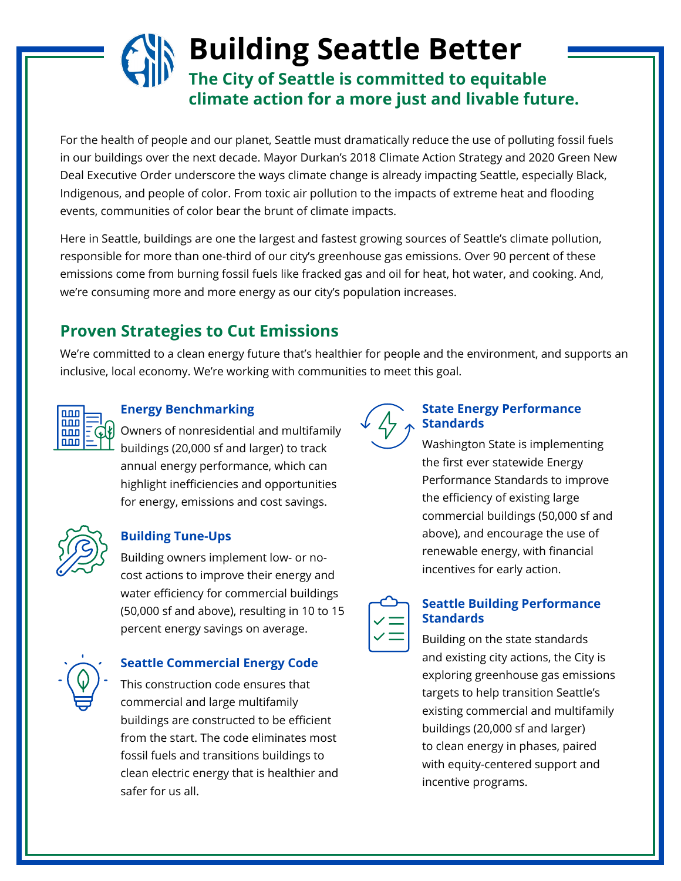# Building Seattle Better

**The City of Seattle is committed to equitable climate action for a more just and livable future.**

For the health of people and our planet, Seattle must dramatically reduce the use of polluting fossil fuels in our buildings over the next decade. Mayor Durkan's 2018 Climate Action Strategy and 2020 Green New Deal Executive Order underscore the ways climate change is already impacting Seattle, especially Black, Indigenous, and people of color. From toxic air pollution to the impacts of extreme heat and flooding events, communities of color bear the brunt of climate impacts.

Here in Seattle, buildings are one the largest and fastest growing sources of Seattle's climate pollution, responsible for more than one-third of our city's greenhouse gas emissions. Over 90 percent of these emissions come from burning fossil fuels like fracked gas and oil for heat, hot water, and cooking. And, we're consuming more and more energy as our city's population increases.

## Proven Strategies to Cut Emissions

We're committed to a clean energy future that's healthier for people and the environment, and supports an inclusive, local economy. We're working with communities to meet this goal.

### Energy Benchmarking

Owners of nonresidential and multifamily buildings (20,000 sf and larger) to track annual energy performance, which can highlight inefficiencies and opportunities for energy, emissions and cost savings.

### Building Tune-Ups

Building owners implement low- or no-cost actions to improve their energy and water efficiency for commercial buildings (50,000 sf and above), resulting in 10 to 15 percent energy savings on average.

### Seattle Commercial Energy Code

This construction code ensures that commercial and large multifamily buildings are constructed to be efficient from the start. The code eliminates most fossil fuels and transitions buildings to clean electric energy that is healthier and safer for us all.

### State Energy Performance Standards

Washington State is implementing the first ever statewide Energy Performance Standards to improve the efficiency of existing large commercial buildings (50,000 sf and above), and encourage the use of renewable energy, with financial incentives for early action.

### Seattle Building Performance Standards

Building on the state standards and existing city actions, the City is exploring greenhouse gas emissions targets to help transition Seattle's existing commercial and multifamily buildings (20,000 sf and larger) to clean energy in phases, paired with equity-centered support and incentive programs.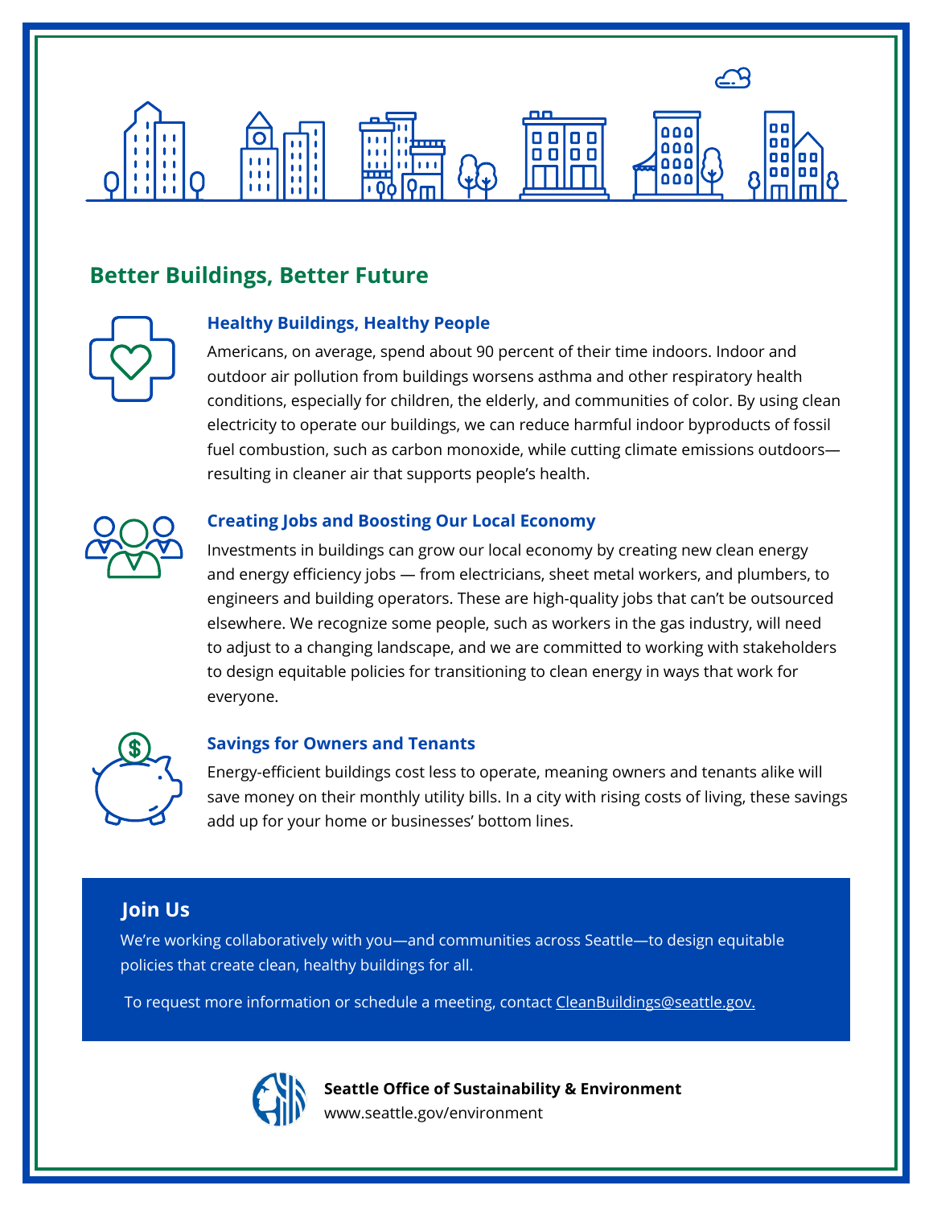## Better Buildings, Better Future

### Healthy Buildings, Healthy People

Americans, on average, spend about 90 percent of their time indoors. Indoor and outdoor air pollution from buildings worsens asthma and other respiratory health conditions, especially for children, the elderly, and communities of color. By using clean electricity to operate our buildings, we can reduce harmful indoor byproducts of fossil fuel combustion, such as carbon monoxide, while cutting climate emissions outdoors—resulting in cleaner air that supports people's health.

### Creating Jobs and Boosting Our Local Economy

Investments in buildings can grow our local economy by creating new clean energy and energy efficiency jobs — from electricians, sheet metal workers, and plumbers, to engineers and building operators. These are high-quality jobs that can't be outsourced elsewhere. We recognize some people, such as workers in the gas industry, will need to adjust to a changing landscape, and we are committed to working with stakeholders to design equitable policies for transitioning to clean energy in ways that work for everyone.

### Savings for Owners and Tenants

Energy-efficient buildings cost less to operate, meaning owners and tenants alike will save money on their monthly utility bills. In a city with rising costs of living, these savings add up for your home or businesses' bottom lines.

## Join Us

We're working collaboratively with you—and communities across Seattle—to design equitable policies that create clean, healthy buildings for all.

To request more information or schedule a meeting, contact CleanBuildings@seattle.gov.

**Seattle Office of Sustainability & Environment**
www.seattle.gov/environment